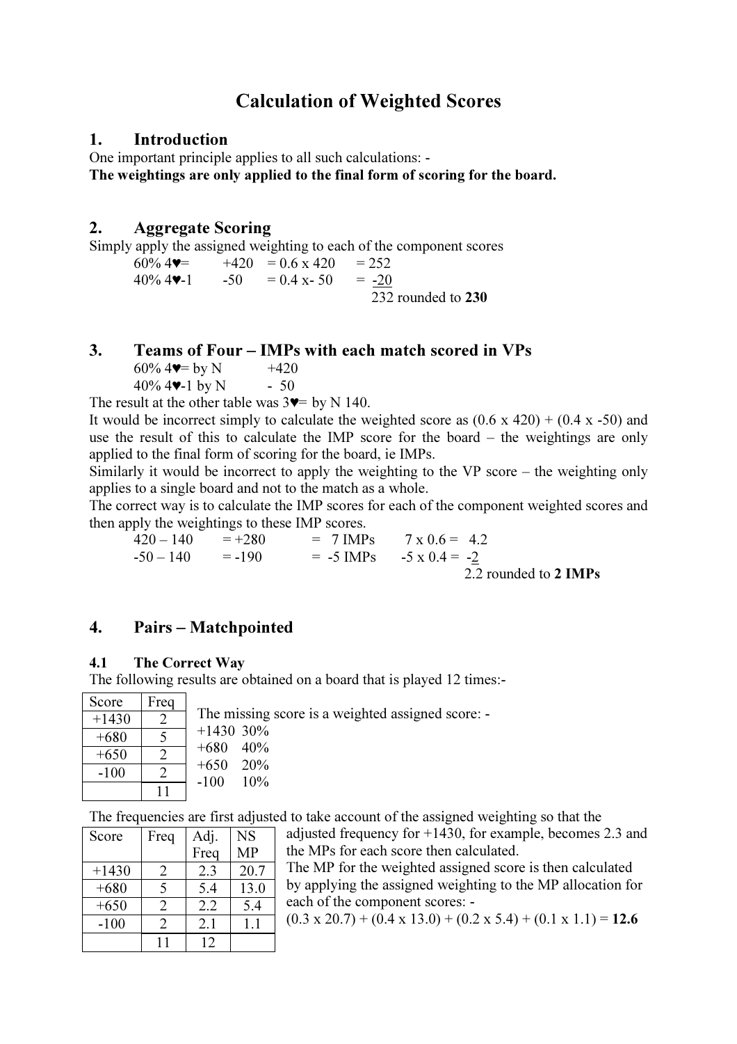# Calculation of Weighted Scores

## 1. Introduction

One important principle applies to all such calculations: -

**The weightings are only applied to the final form of scoring for the board.**

## 2. Aggregate Scoring

Simply apply the assigned weighting to each of the component scores

| | | | |
|---|---|---|---|
| 60% 4♥= | +420 | = 0.6 x 420 | = 252 |
| 40% 4♥-1 | -50 | = 0.4 x- 50 | = -20 |
| | | | 232 rounded to **230** |

## 3. Teams of Four – IMPs with each match scored in VPs

60% 4♥= by N +420

40% 4♥-1 by N - 50

The result at the other table was 3♥= by N 140.

It would be incorrect simply to calculate the weighted score as (0.6 x 420) + (0.4 x -50) and use the result of this to calculate the IMP score for the board – the weightings are only applied to the final form of scoring for the board, ie IMPs.

Similarly it would be incorrect to apply the weighting to the VP score – the weighting only applies to a single board and not to the match as a whole.

The correct way is to calculate the IMP scores for each of the component weighted scores and then apply the weightings to these IMP scores.

| | | | |
|---|---|---|---|
| 420 – 140 = +280 | = 7 IMPs | 7 x 0.6 = | 4.2 |
| -50 – 140 = -190 | = -5 IMPs | -5 x 0.4 = | -2 |
| | | | 2.2 rounded to **2 IMPs** |

## 4. Pairs – Matchpointed

### 4.1 The Correct Way

The following results are obtained on a board that is played 12 times:-

| Score | Freq |
|---|---|
| +1430 | 2 |
| +680 | 5 |
| +650 | 2 |
| -100 | 2 |
| | 11 |

The missing score is a weighted assigned score: -

+1430 30%

+680 40%

+650 20%

-100 10%

The frequencies are first adjusted to take account of the assigned weighting so that the adjusted frequency for +1430, for example, becomes 2.3 and the MPs for each score then calculated.

| Score | Freq | Adj. Freq | NS MP |
|---|---|---|---|
| +1430 | 2 | 2.3 | 20.7 |
| +680 | 5 | 5.4 | 13.0 |
| +650 | 2 | 2.2 | 5.4 |
| -100 | 2 | 2.1 | 1.1 |
| | 11 | 12 | |

The MP for the weighted assigned score is then calculated by applying the assigned weighting to the MP allocation for each of the component scores: -

(0.3 x 20.7) + (0.4 x 13.0) + (0.2 x 5.4) + (0.1 x 1.1) = **12.6**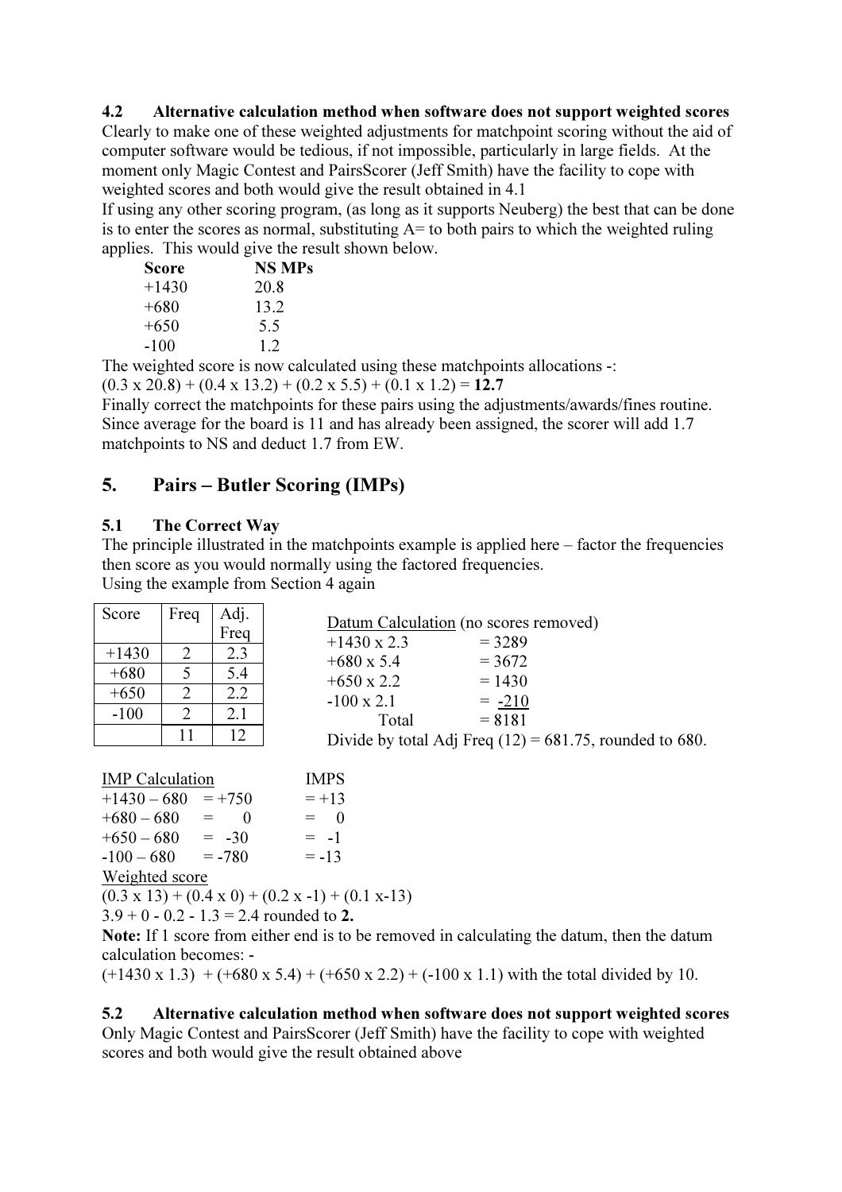### 4.2 Alternative calculation method when software does not support weighted scores

Clearly to make one of these weighted adjustments for matchpoint scoring without the aid of computer software would be tedious, if not impossible, particularly in large fields. At the moment only Magic Contest and PairsScorer (Jeff Smith) have the facility to cope with weighted scores and both would give the result obtained in 4.1

If using any other scoring program, (as long as it supports Neuberg) the best that can be done is to enter the scores as normal, substituting A= to both pairs to which the weighted ruling applies. This would give the result shown below.

| Score | NS MPs |
|---|---|
| +1430 | 20.8 |
| +680 | 13.2 |
| +650 | 5.5 |
| -100 | 1.2 |

The weighted score is now calculated using these matchpoints allocations -:

(0.3 x 20.8) + (0.4 x 13.2) + (0.2 x 5.5) + (0.1 x 1.2) = **12.7**

Finally correct the matchpoints for these pairs using the adjustments/awards/fines routine. Since average for the board is 11 and has already been assigned, the scorer will add 1.7 matchpoints to NS and deduct 1.7 from EW.

## 5. Pairs – Butler Scoring (IMPs)

### 5.1 The Correct Way

The principle illustrated in the matchpoints example is applied here – factor the frequencies then score as you would normally using the factored frequencies.

Using the example from Section 4 again

| Score | Freq | Adj. Freq |
|---|---|---|
| +1430 | 2 | 2.3 |
| +680 | 5 | 5.4 |
| +650 | 2 | 2.2 |
| -100 | 2 | 2.1 |
| | 11 | 12 |

Datum Calculation (no scores removed)

| | |
|---|---|
| +1430 x 2.3 | = 3289 |
| +680 x 5.4 | = 3672 |
| +650 x 2.2 | = 1430 |
| -100 x 2.1 | = -210 |
| Total | = 8181 |

Divide by total Adj Freq (12) = 681.75, rounded to 680.

| IMP Calculation | | IMPS |
|---|---|---|
| +1430 – 680 | = +750 | = +13 |
| +680 – 680 | = 0 | = 0 |
| +650 – 680 | = -30 | = -1 |
| -100 – 680 | = -780 | = -13 |

Weighted score

(0.3 x 13) + (0.4 x 0) + (0.2 x -1) + (0.1 x-13)

3.9 + 0 - 0.2 - 1.3 = 2.4 rounded to **2.**

**Note:** If 1 score from either end is to be removed in calculating the datum, then the datum calculation becomes: -

(+1430 x 1.3) + (+680 x 5.4) + (+650 x 2.2) + (-100 x 1.1) with the total divided by 10.

### 5.2 Alternative calculation method when software does not support weighted scores

Only Magic Contest and PairsScorer (Jeff Smith) have the facility to cope with weighted scores and both would give the result obtained above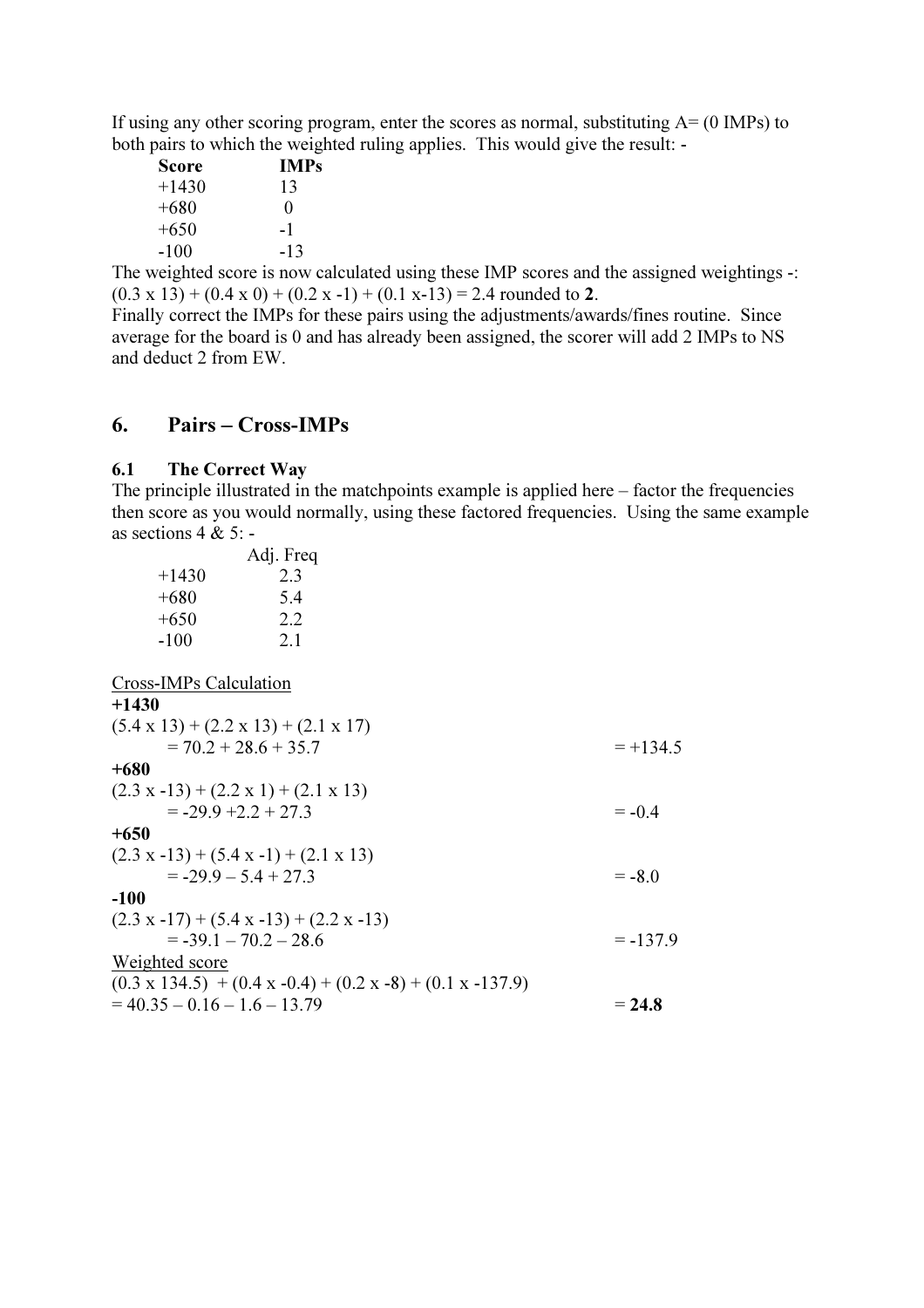If using any other scoring program, enter the scores as normal, substituting A= (0 IMPs) to both pairs to which the weighted ruling applies. This would give the result: -

| Score | IMPs |
|---|---|
| +1430 | 13 |
| +680 | 0 |
| +650 | -1 |
| -100 | -13 |

The weighted score is now calculated using these IMP scores and the assigned weightings -: (0.3 x 13) + (0.4 x 0) + (0.2 x -1) + (0.1 x-13) = 2.4 rounded to **2**.

Finally correct the IMPs for these pairs using the adjustments/awards/fines routine. Since average for the board is 0 and has already been assigned, the scorer will add 2 IMPs to NS and deduct 2 from EW.

## 6. Pairs – Cross-IMPs

### 6.1 The Correct Way

The principle illustrated in the matchpoints example is applied here – factor the frequencies then score as you would normally, using these factored frequencies. Using the same example as sections 4 & 5: -

| | Adj. Freq |
|---|---|
| +1430 | 2.3 |
| +680 | 5.4 |
| +650 | 2.2 |
| -100 | 2.1 |

<u>Cross-IMPs Calculation</u>

**+1430**

(5.4 x 13) + (2.2 x 13) + (2.1 x 17)
= 70.2 + 28.6 + 35.7 = +134.5

**+680**

(2.3 x -13) + (2.2 x 1) + (2.1 x 13)
= -29.9 +2.2 + 27.3 = -0.4

**+650**

(2.3 x -13) + (5.4 x -1) + (2.1 x 13)
= -29.9 – 5.4 + 27.3 = -8.0

**-100**

(2.3 x -17) + (5.4 x -13) + (2.2 x -13)
= -39.1 – 70.2 – 28.6 = -137.9

<u>Weighted score</u>

(0.3 x 134.5) + (0.4 x -0.4) + (0.2 x -8) + (0.1 x -137.9)
= 40.35 – 0.16 – 1.6 – 13.79 = **24.8**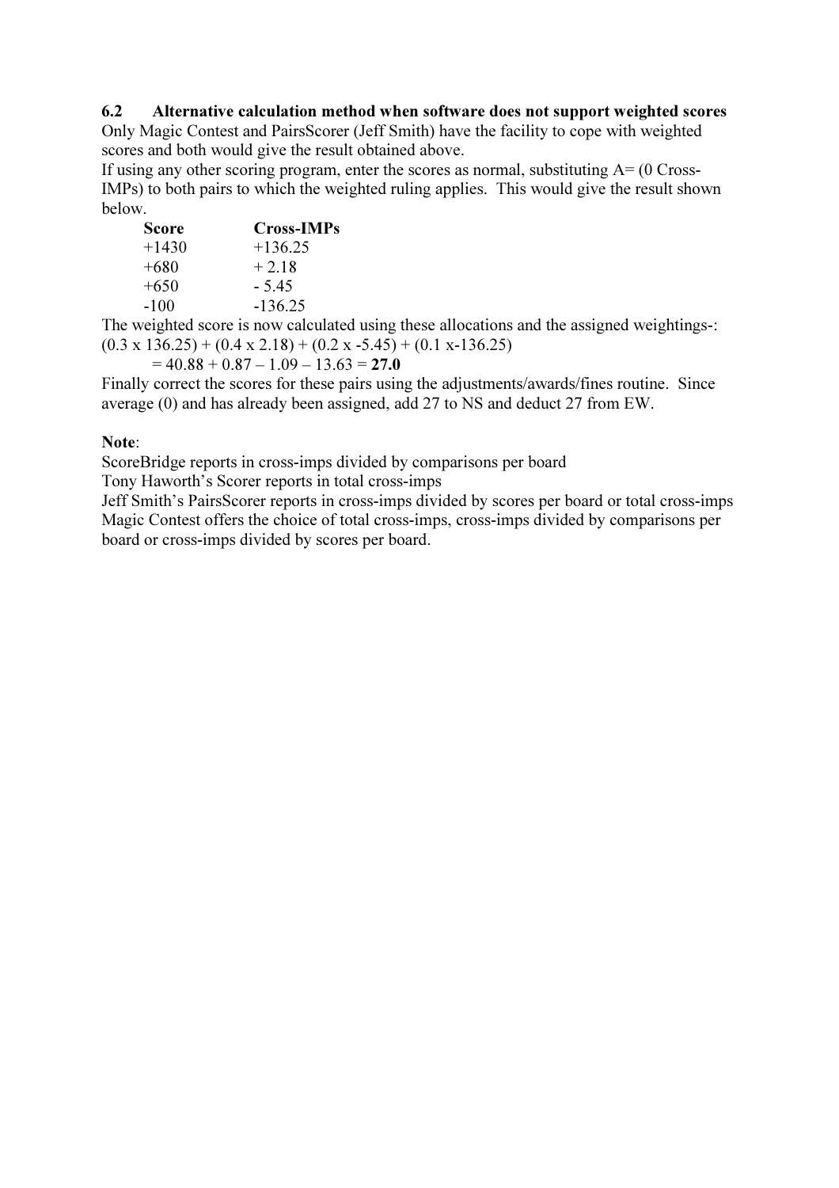### 6.2 Alternative calculation method when software does not support weighted scores

Only Magic Contest and PairsScorer (Jeff Smith) have the facility to cope with weighted scores and both would give the result obtained above.

If using any other scoring program, enter the scores as normal, substituting A= (0 Cross-IMPs) to both pairs to which the weighted ruling applies. This would give the result shown below.

| Score | Cross-IMPs |
|---|---|
| +1430 | +136.25 |
| +680 | + 2.18 |
| +650 | - 5.45 |
| -100 | -136.25 |

The weighted score is now calculated using these allocations and the assigned weightings-:

(0.3 x 136.25) + (0.4 x 2.18) + (0.2 x -5.45) + (0.1 x-136.25)

= 40.88 + 0.87 – 1.09 – 13.63 = **27.0**

Finally correct the scores for these pairs using the adjustments/awards/fines routine. Since average (0) and has already been assigned, add 27 to NS and deduct 27 from EW.

**Note**:

ScoreBridge reports in cross-imps divided by comparisons per board

Tony Haworth's Scorer reports in total cross-imps

Jeff Smith's PairsScorer reports in cross-imps divided by scores per board or total cross-imps

Magic Contest offers the choice of total cross-imps, cross-imps divided by comparisons per board or cross-imps divided by scores per board.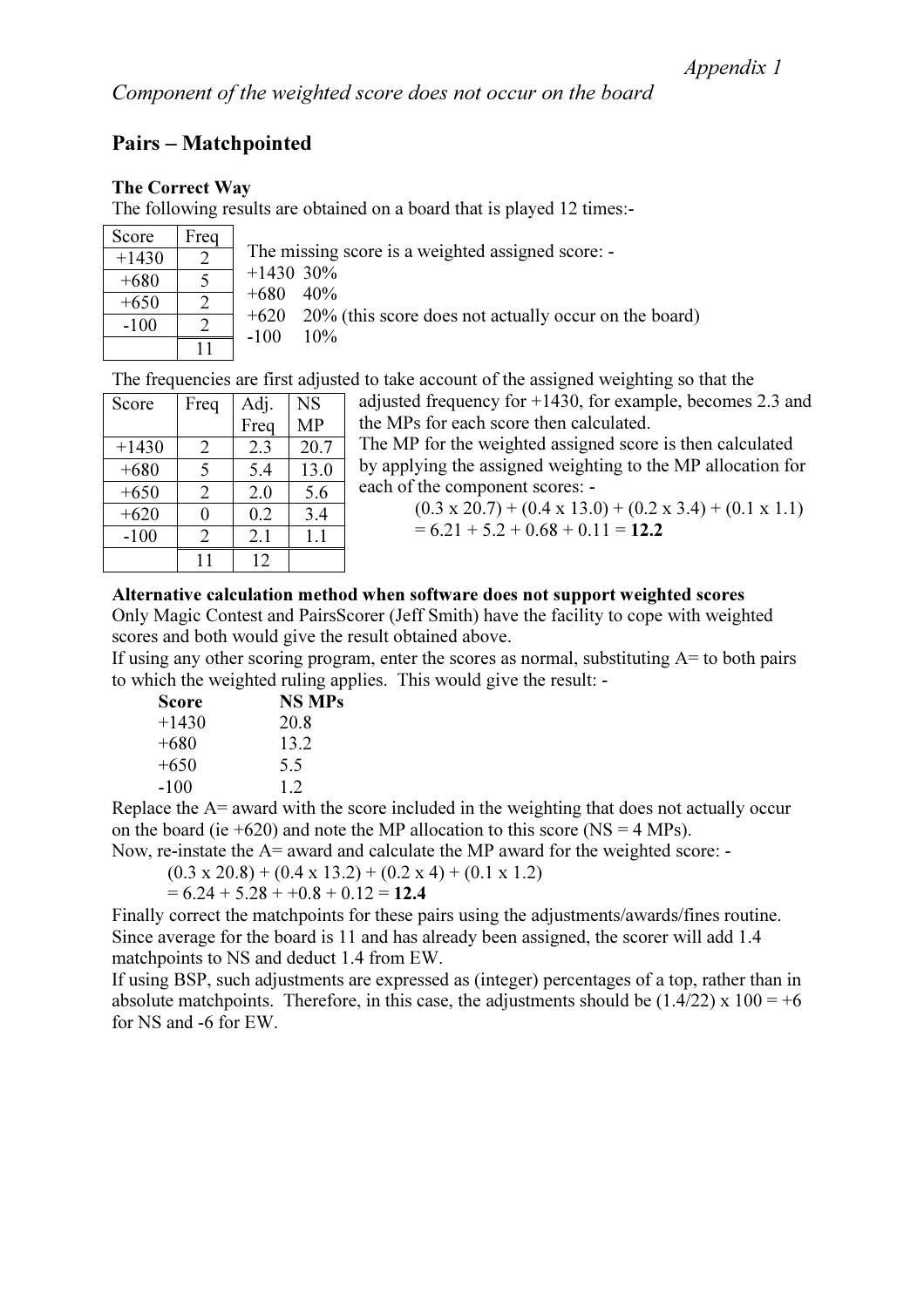*Appendix 1*

*Component of the weighted score does not occur on the board*

## Pairs – Matchpointed

### The Correct Way

The following results are obtained on a board that is played 12 times:-

| Score | Freq |
|---|---|
| +1430 | 2 |
| +680 | 5 |
| +650 | 2 |
| -100 | 2 |
| | 11 |

The missing score is a weighted assigned score: -

+1430 30%
+680 40%
+620 20% (this score does not actually occur on the board)
-100 10%

The frequencies are first adjusted to take account of the assigned weighting so that the adjusted frequency for +1430, for example, becomes 2.3 and the MPs for each score then calculated.

| Score | Freq | Adj. Freq | NS MP |
|---|---|---|---|
| +1430 | 2 | 2.3 | 20.7 |
| +680 | 5 | 5.4 | 13.0 |
| +650 | 2 | 2.0 | 5.6 |
| +620 | 0 | 0.2 | 3.4 |
| -100 | 2 | 2.1 | 1.1 |
| | 11 | 12 | |

The MP for the weighted assigned score is then calculated by applying the assigned weighting to the MP allocation for each of the component scores: -

$(0.3 \times 20.7) + (0.4 \times 13.0) + (0.2 \times 3.4) + (0.1 \times 1.1)$
$= 6.21 + 5.2 + 0.68 + 0.11 =$ **12.2**

**Alternative calculation method when software does not support weighted scores**

Only Magic Contest and PairsScorer (Jeff Smith) have the facility to cope with weighted scores and both would give the result obtained above.

If using any other scoring program, enter the scores as normal, substituting A= to both pairs to which the weighted ruling applies. This would give the result: -

| **Score** | **NS MPs** |
|---|---|
| +1430 | 20.8 |
| +680 | 13.2 |
| +650 | 5.5 |
| -100 | 1.2 |

Replace the A= award with the score included in the weighting that does not actually occur on the board (ie +620) and note the MP allocation to this score (NS = 4 MPs).

Now, re-instate the A= award and calculate the MP award for the weighted score: -

$(0.3 \times 20.8) + (0.4 \times 13.2) + (0.2 \times 4) + (0.1 \times 1.2)$
$= 6.24 + 5.28 + +0.8 + 0.12 =$ **12.4**

Finally correct the matchpoints for these pairs using the adjustments/awards/fines routine. Since average for the board is 11 and has already been assigned, the scorer will add 1.4 matchpoints to NS and deduct 1.4 from EW.

If using BSP, such adjustments are expressed as (integer) percentages of a top, rather than in absolute matchpoints. Therefore, in this case, the adjustments should be $(1.4/22) \times 100 = +6$ for NS and -6 for EW.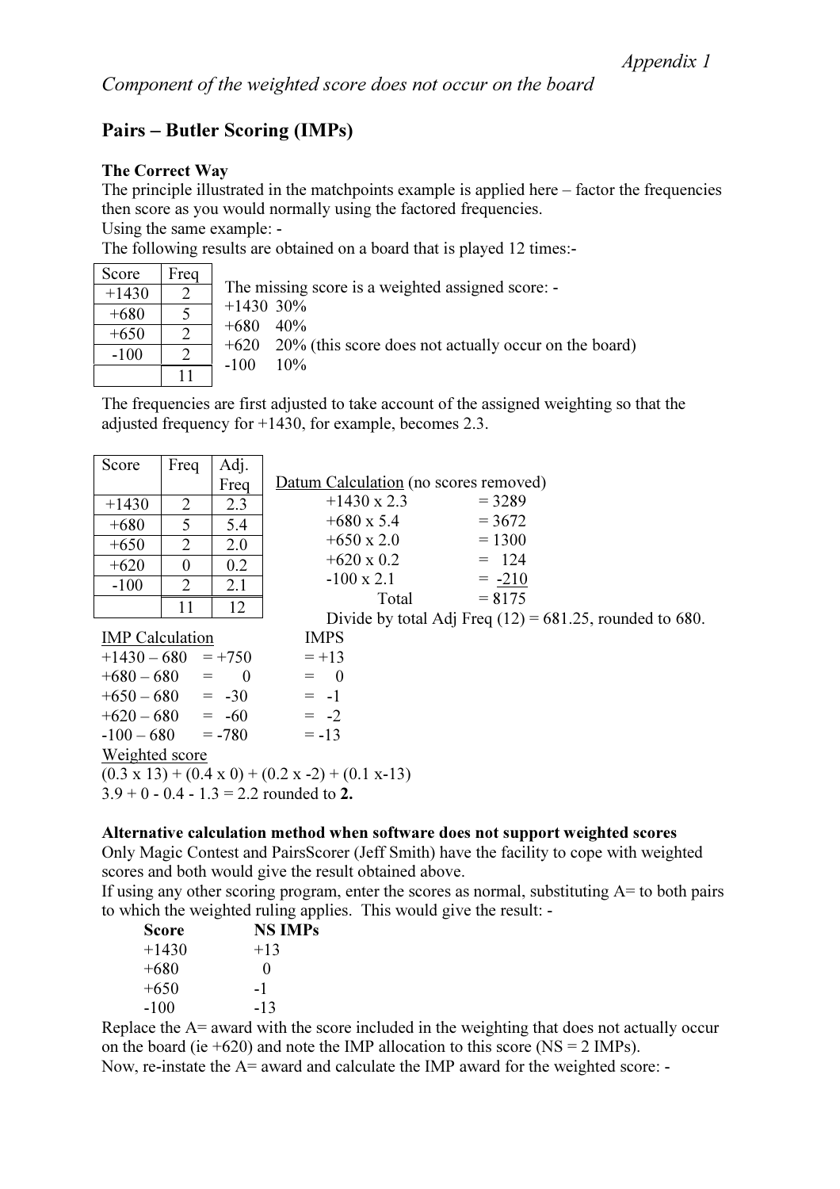*Appendix 1*

*Component of the weighted score does not occur on the board*

## Pairs – Butler Scoring (IMPs)

**The Correct Way**

The principle illustrated in the matchpoints example is applied here – factor the frequencies then score as you would normally using the factored frequencies.

Using the same example: -

The following results are obtained on a board that is played 12 times:-

| Score | Freq |
|---|---|
| +1430 | 2 |
| +680 | 5 |
| +650 | 2 |
| -100 | 2 |
| | 11 |

The missing score is a weighted assigned score: -

+1430 30%
+680 40%
+620 20% (this score does not actually occur on the board)
-100 10%

The frequencies are first adjusted to take account of the assigned weighting so that the adjusted frequency for +1430, for example, becomes 2.3.

| Score | Freq | Adj. Freq |
|---|---|---|
| +1430 | 2 | 2.3 |
| +680 | 5 | 5.4 |
| +650 | 2 | 2.0 |
| +620 | 0 | 0.2 |
| -100 | 2 | 2.1 |
| | 11 | 12 |

Datum Calculation (no scores removed)

+1430 x 2.3 = 3289
+680 x 5.4 = 3672
+650 x 2.0 = 1300
+620 x 0.2 = 124
-100 x 2.1 = -210
Total = 8175

Divide by total Adj Freq (12) = 681.25, rounded to 680.

| IMP Calculation | | IMPS |
|---|---|---|
| +1430 – 680 | = +750 | = +13 |
| +680 – 680 | = 0 | = 0 |
| +650 – 680 | = -30 | = -1 |
| +620 – 680 | = -60 | = -2 |
| -100 – 680 | = -780 | = -13 |

Weighted score

(0.3 x 13) + (0.4 x 0) + (0.2 x -2) + (0.1 x-13)
3.9 + 0 - 0.4 - 1.3 = 2.2 rounded to **2.**

**Alternative calculation method when software does not support weighted scores**

Only Magic Contest and PairsScorer (Jeff Smith) have the facility to cope with weighted scores and both would give the result obtained above.

If using any other scoring program, enter the scores as normal, substituting A= to both pairs to which the weighted ruling applies. This would give the result: -

| Score | NS IMPs |
|---|---|
| +1430 | +13 |
| +680 | 0 |
| +650 | -1 |
| -100 | -13 |

Replace the A= award with the score included in the weighting that does not actually occur on the board (ie +620) and note the IMP allocation to this score (NS = 2 IMPs).

Now, re-instate the A= award and calculate the IMP award for the weighted score: -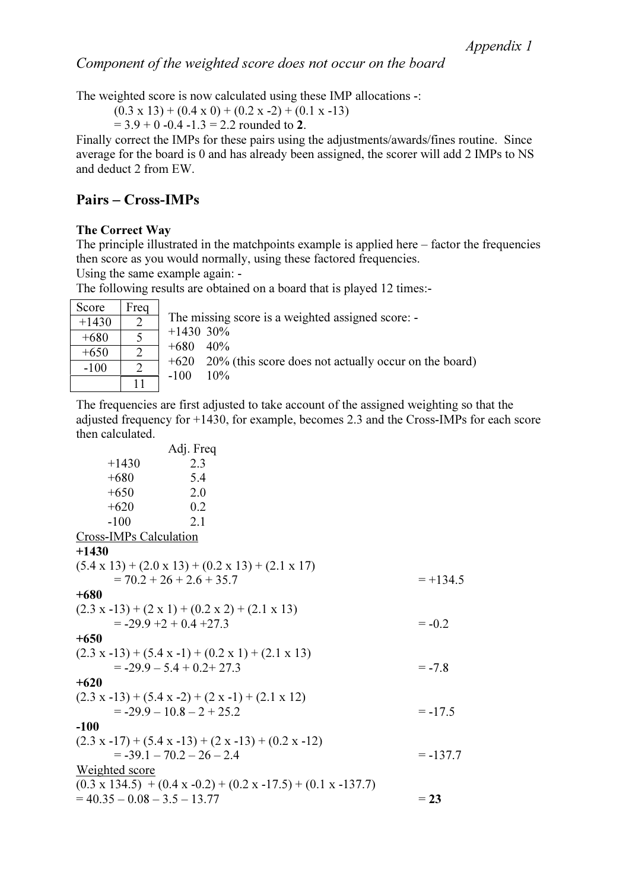*Component of the weighted score does not occur on the board*

The weighted score is now calculated using these IMP allocations -:

(0.3 x 13) + (0.4 x 0) + (0.2 x -2) + (0.1 x -13)

= 3.9 + 0 -0.4 -1.3 = 2.2 rounded to **2**.

Finally correct the IMPs for these pairs using the adjustments/awards/fines routine. Since average for the board is 0 and has already been assigned, the scorer will add 2 IMPs to NS and deduct 2 from EW.

## Pairs – Cross-IMPs

### The Correct Way

The principle illustrated in the matchpoints example is applied here – factor the frequencies then score as you would normally, using these factored frequencies.

Using the same example again: -

The following results are obtained on a board that is played 12 times:-

| Score | Freq |
|---|---|
| +1430 | 2 |
| +680 | 5 |
| +650 | 2 |
| -100 | 2 |
| | 11 |

The missing score is a weighted assigned score: -

+1430 30%
+680 40%
+620 20% (this score does not actually occur on the board)
-100 10%

The frequencies are first adjusted to take account of the assigned weighting so that the adjusted frequency for +1430, for example, becomes 2.3 and the Cross-IMPs for each score then calculated.

| | Adj. Freq |
|---|---|
| +1430 | 2.3 |
| +680 | 5.4 |
| +650 | 2.0 |
| +620 | 0.2 |
| -100 | 2.1 |

<u>Cross-IMPs Calculation</u>

**+1430**

(5.4 x 13) + (2.0 x 13) + (0.2 x 13) + (2.1 x 17)

= 70.2 + 26 + 2.6 + 35.7 = +134.5

**+680**

(2.3 x -13) + (2 x 1) + (0.2 x 2) + (2.1 x 13)

= -29.9 +2 + 0.4 +27.3 = -0.2

**+650**

(2.3 x -13) + (5.4 x -1) + (0.2 x 1) + (2.1 x 13)

= -29.9 – 5.4 + 0.2+ 27.3 = -7.8

**+620**

(2.3 x -13) + (5.4 x -2) + (2 x -1) + (2.1 x 12)

= -29.9 – 10.8 – 2 + 25.2 = -17.5

**-100**

(2.3 x -17) + (5.4 x -13) + (2 x -13) + (0.2 x -12)

= -39.1 – 70.2 – 26 – 2.4 = -137.7

<u>Weighted score</u>

(0.3 x 134.5) + (0.4 x -0.2) + (0.2 x -17.5) + (0.1 x -137.7)

= 40.35 – 0.08 – 3.5 – 13.77 = **23**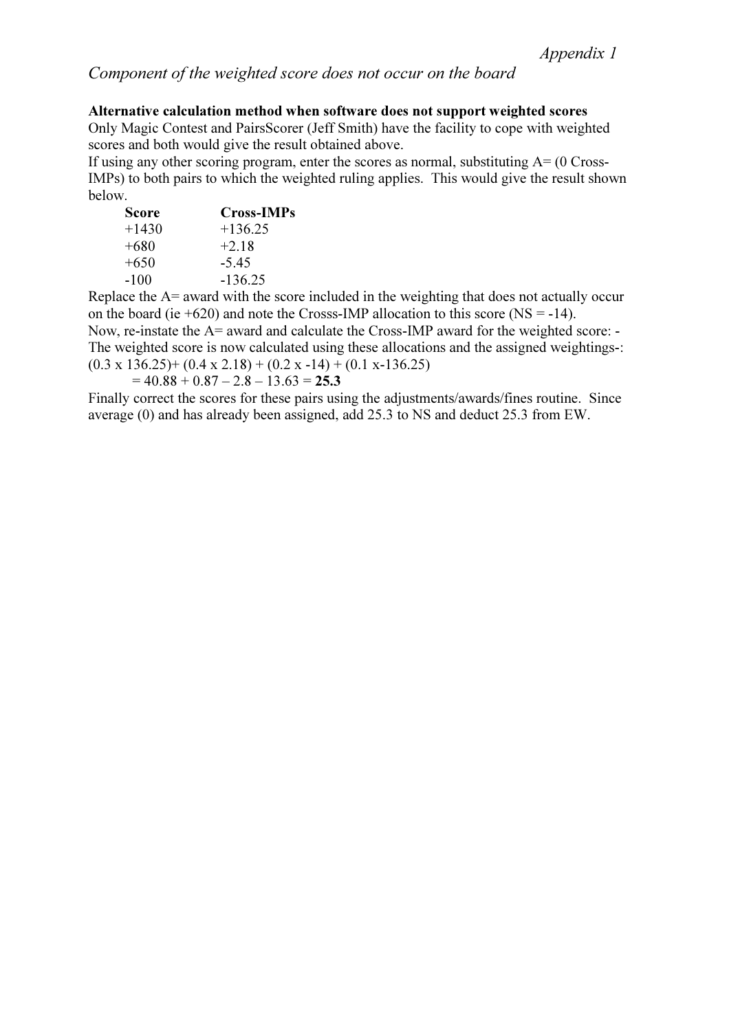*Appendix 1*

*Component of the weighted score does not occur on the board*

**Alternative calculation method when software does not support weighted scores**

Only Magic Contest and PairsScorer (Jeff Smith) have the facility to cope with weighted scores and both would give the result obtained above.

If using any other scoring program, enter the scores as normal, substituting A= (0 Cross-IMPs) to both pairs to which the weighted ruling applies. This would give the result shown below.

| Score | Cross-IMPs |
|---|---|
| +1430 | +136.25 |
| +680 | +2.18 |
| +650 | -5.45 |
| -100 | -136.25 |

Replace the A= award with the score included in the weighting that does not actually occur on the board (ie +620) and note the Crosss-IMP allocation to this score (NS = -14).

Now, re-instate the A= award and calculate the Cross-IMP award for the weighted score: -

The weighted score is now calculated using these allocations and the assigned weightings-:

(0.3 x 136.25)+ (0.4 x 2.18) + (0.2 x -14) + (0.1 x-136.25)

= 40.88 + 0.87 – 2.8 – 13.63 = **25.3**

Finally correct the scores for these pairs using the adjustments/awards/fines routine. Since average (0) and has already been assigned, add 25.3 to NS and deduct 25.3 from EW.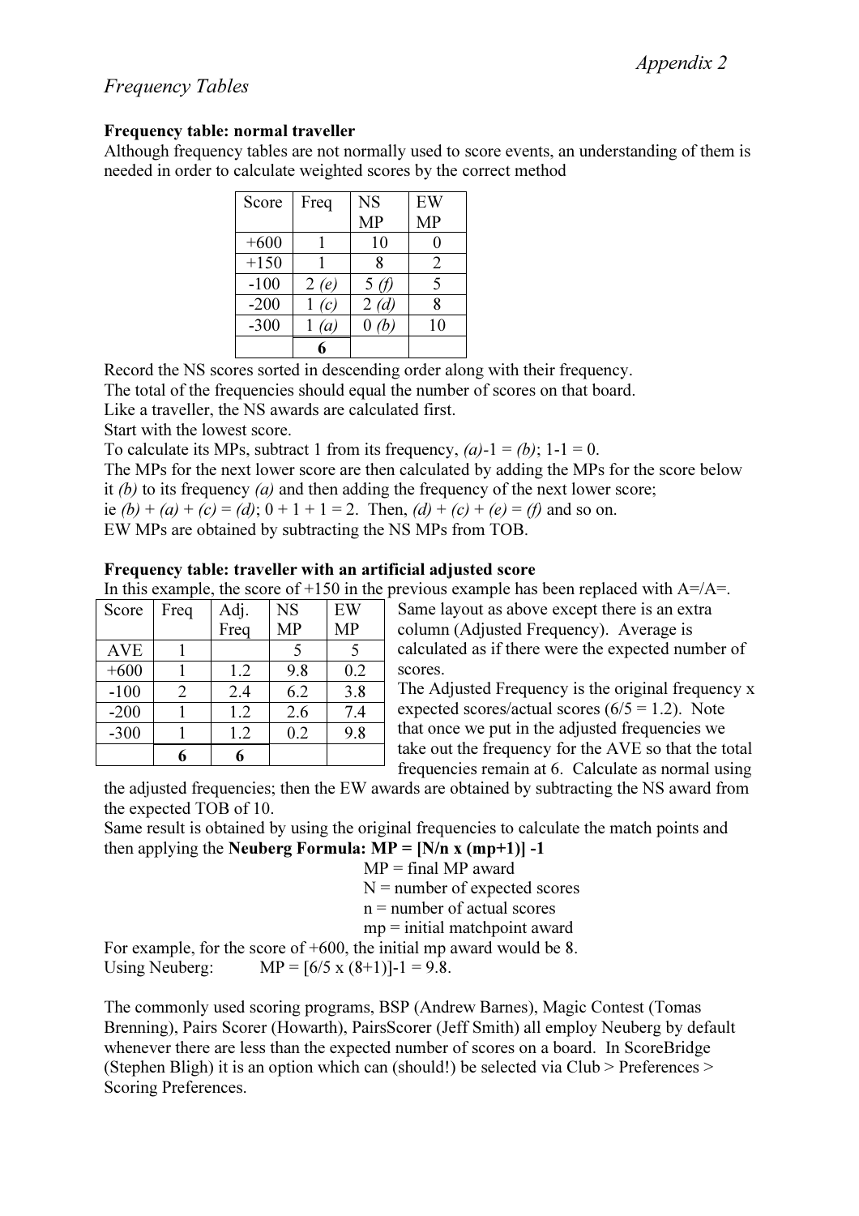*Appendix 2*

## *Frequency Tables*

**Frequency table: normal traveller**

Although frequency tables are not normally used to score events, an understanding of them is needed in order to calculate weighted scores by the correct method

| Score | Freq | NS MP | EW MP |
|---|---|---|---|
| +600 | 1 | 10 | 0 |
| +150 | 1 | 8 | 2 |
| -100 | 2 *(e)* | 5 *(f)* | 5 |
| -200 | 1 *(c)* | 2 *(d)* | 8 |
| -300 | 1 *(a)* | 0 *(b)* | 10 |
| | **6** | | |

Record the NS scores sorted in descending order along with their frequency.
The total of the frequencies should equal the number of scores on that board.
Like a traveller, the NS awards are calculated first.
Start with the lowest score.
To calculate its MPs, subtract 1 from its frequency, *(a)*-1 = *(b)*; 1-1 = 0.
The MPs for the next lower score are then calculated by adding the MPs for the score below it *(b)* to its frequency *(a)* and then adding the frequency of the next lower score;
ie *(b)* + *(a)* + *(c)* = *(d)*; 0 + 1 + 1 = 2. Then, *(d)* + *(c)* + *(e)* = *(f)* and so on.
EW MPs are obtained by subtracting the NS MPs from TOB.

**Frequency table: traveller with an artificial adjusted score**

In this example, the score of +150 in the previous example has been replaced with A=/A=.

| Score | Freq | Adj. Freq | NS MP | EW MP |
|---|---|---|---|---|
| AVE | 1 | | 5 | 5 |
| +600 | 1 | 1.2 | 9.8 | 0.2 |
| -100 | 2 | 2.4 | 6.2 | 3.8 |
| -200 | 1 | 1.2 | 2.6 | 7.4 |
| -300 | 1 | 1.2 | 0.2 | 9.8 |
| | **6** | **6** | | |

Same layout as above except there is an extra column (Adjusted Frequency). Average is calculated as if there were the expected number of scores.
The Adjusted Frequency is the original frequency x expected scores/actual scores (6/5 = 1.2). Note that once we put in the adjusted frequencies we take out the frequency for the AVE so that the total frequencies remain at 6. Calculate as normal using the adjusted frequencies; then the EW awards are obtained by subtracting the NS award from the expected TOB of 10.
Same result is obtained by using the original frequencies to calculate the match points and then applying the **Neuberg Formula: MP = [N/n x (mp+1)] -1**

MP = final MP award
N = number of expected scores
n = number of actual scores
mp = initial matchpoint award

For example, for the score of +600, the initial mp award would be 8.
Using Neuberg: MP = [6/5 x (8+1)]-1 = 9.8.

The commonly used scoring programs, BSP (Andrew Barnes), Magic Contest (Tomas Brenning), Pairs Scorer (Howarth), PairsScorer (Jeff Smith) all employ Neuberg by default whenever there are less than the expected number of scores on a board. In ScoreBridge (Stephen Bligh) it is an option which can (should!) be selected via Club > Preferences > Scoring Preferences.